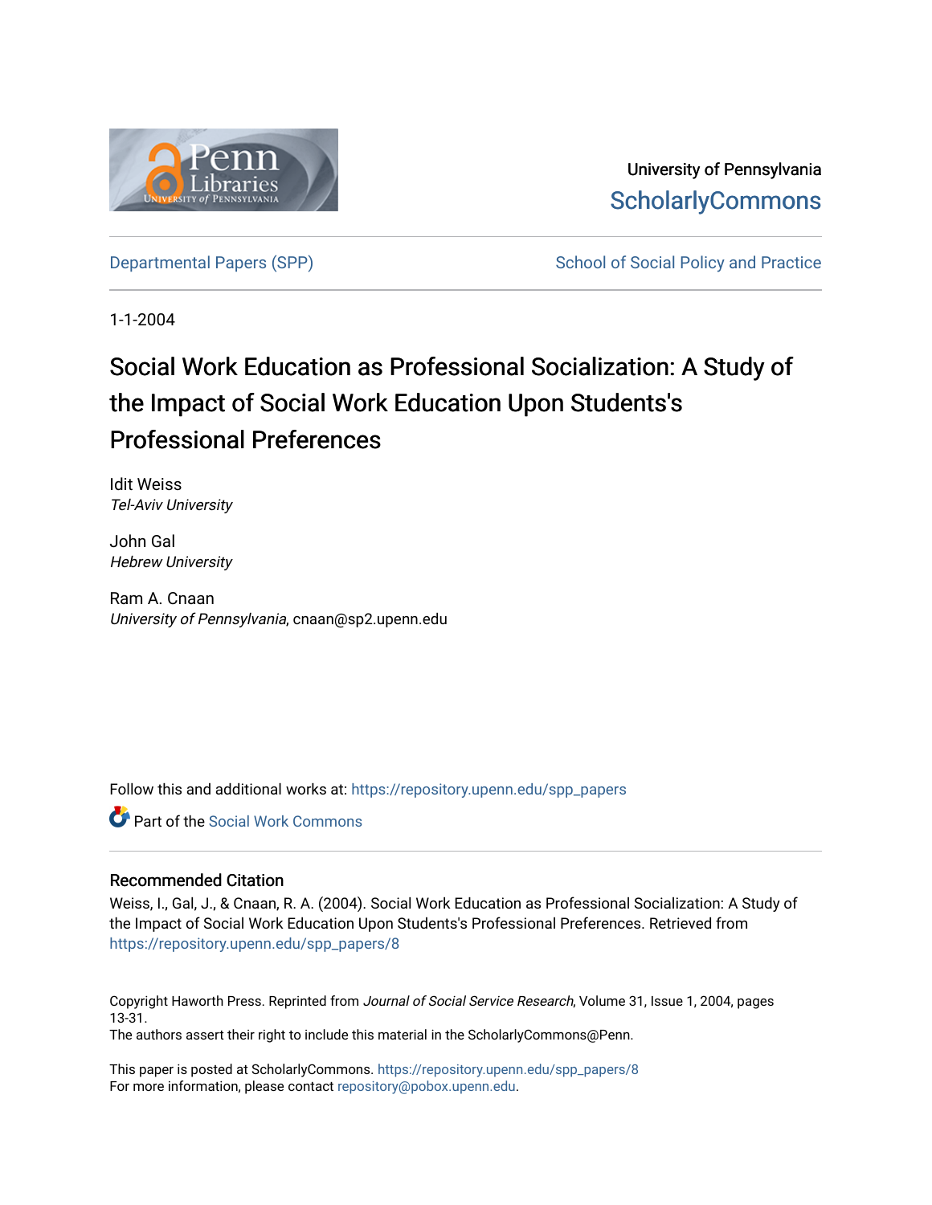University of Pennsylvania
ScholarlyCommons

Departmental Papers (SPP) — School of Social Policy and Practice

1-1-2004

# Social Work Education as Professional Socialization: A Study of the Impact of Social Work Education Upon Students's Professional Preferences

Idit Weiss
*Tel-Aviv University*

John Gal
*Hebrew University*

Ram A. Cnaan
*University of Pennsylvania*, cnaan@sp2.upenn.edu

Follow this and additional works at: https://repository.upenn.edu/spp_papers

Part of the Social Work Commons

## Recommended Citation

Weiss, I., Gal, J., & Cnaan, R. A. (2004). Social Work Education as Professional Socialization: A Study of the Impact of Social Work Education Upon Students's Professional Preferences. Retrieved from https://repository.upenn.edu/spp_papers/8

Copyright Haworth Press. Reprinted from *Journal of Social Service Research*, Volume 31, Issue 1, 2004, pages 13-31.
The authors assert their right to include this material in the ScholarlyCommons@Penn.

This paper is posted at ScholarlyCommons. https://repository.upenn.edu/spp_papers/8
For more information, please contact repository@pobox.upenn.edu.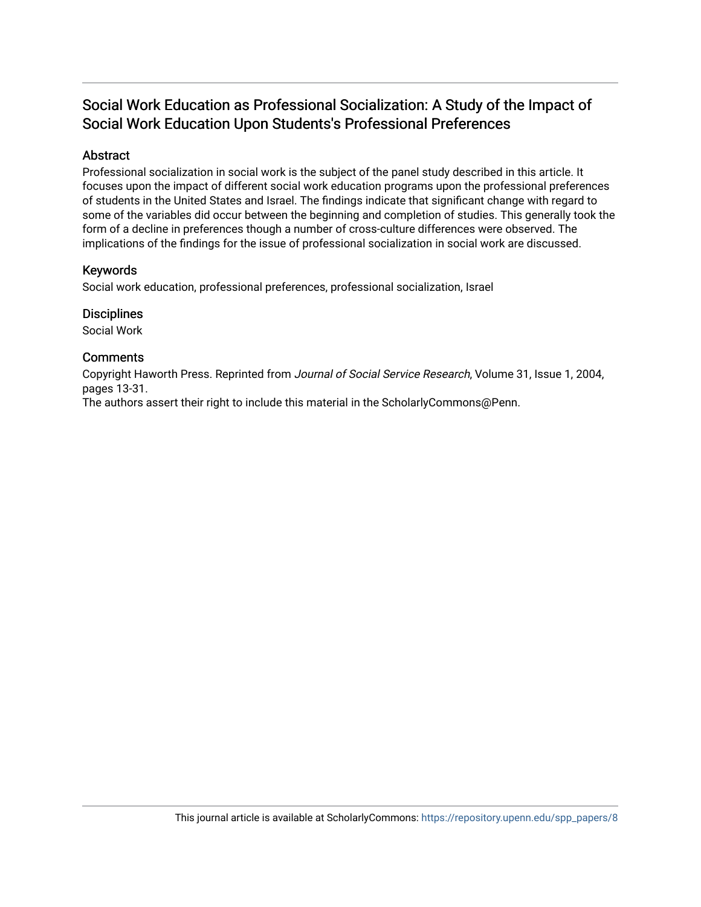# Social Work Education as Professional Socialization: A Study of the Impact of Social Work Education Upon Students's Professional Preferences

## Abstract

Professional socialization in social work is the subject of the panel study described in this article. It focuses upon the impact of different social work education programs upon the professional preferences of students in the United States and Israel. The findings indicate that significant change with regard to some of the variables did occur between the beginning and completion of studies. This generally took the form of a decline in preferences though a number of cross-culture differences were observed. The implications of the findings for the issue of professional socialization in social work are discussed.

## Keywords

Social work education, professional preferences, professional socialization, Israel

## Disciplines

Social Work

## Comments

Copyright Haworth Press. Reprinted from *Journal of Social Service Research*, Volume 31, Issue 1, 2004, pages 13-31.

The authors assert their right to include this material in the ScholarlyCommons@Penn.

This journal article is available at ScholarlyCommons: https://repository.upenn.edu/spp_papers/8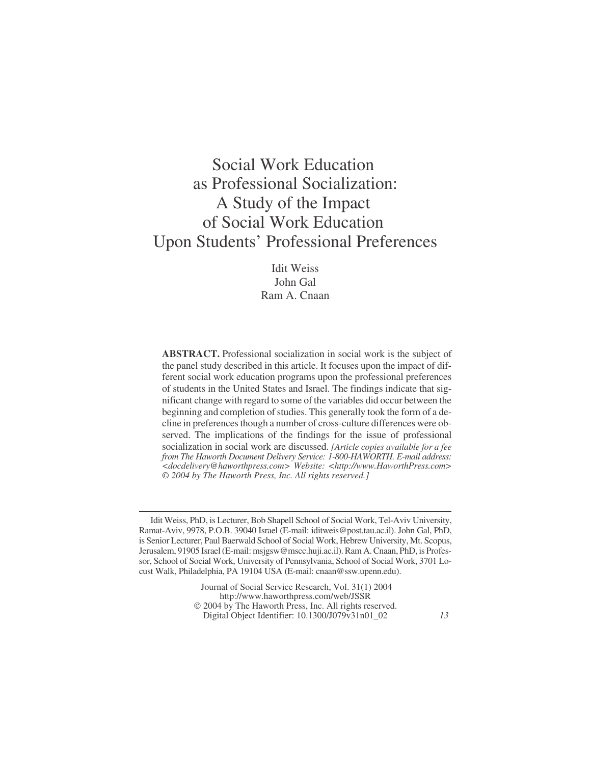# Social Work Education as Professional Socialization: A Study of the Impact of Social Work Education Upon Students' Professional Preferences

Idit Weiss
John Gal
Ram A. Cnaan

**ABSTRACT.** Professional socialization in social work is the subject of the panel study described in this article. It focuses upon the impact of different social work education programs upon the professional preferences of students in the United States and Israel. The findings indicate that significant change with regard to some of the variables did occur between the beginning and completion of studies. This generally took the form of a decline in preferences though a number of cross-culture differences were observed. The implications of the findings for the issue of professional socialization in social work are discussed. *[Article copies available for a fee from The Haworth Document Delivery Service: 1-800-HAWORTH. E-mail address: <docdelivery@haworthpress.com> Website: <http://www.HaworthPress.com> © 2004 by The Haworth Press, Inc. All rights reserved.]*

---

Idit Weiss, PhD, is Lecturer, Bob Shapell School of Social Work, Tel-Aviv University, Ramat-Aviv, 9978, P.O.B. 39040 Israel (E-mail: iditweis@post.tau.ac.il). John Gal, PhD, is Senior Lecturer, Paul Baerwald School of Social Work, Hebrew University, Mt. Scopus, Jerusalem, 91905 Israel (E-mail: msjgsw@mscc.huji.ac.il). Ram A. Cnaan, PhD, is Professor, School of Social Work, University of Pennsylvania, School of Social Work, 3701 Locust Walk, Philadelphia, PA 19104 USA (E-mail: cnaan@ssw.upenn.edu).

Journal of Social Service Research, Vol. 31(1) 2004
http://www.haworthpress.com/web/JSSR
© 2004 by The Haworth Press, Inc. All rights reserved.
Digital Object Identifier: 10.1300/J079v31n01_02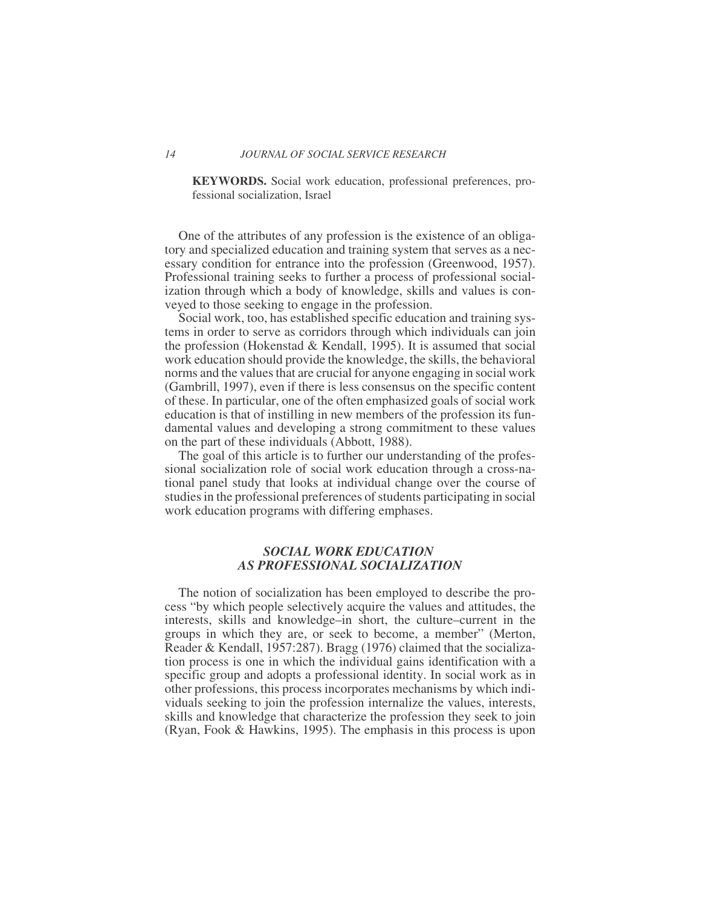**KEYWORDS.** Social work education, professional preferences, professional socialization, Israel

One of the attributes of any profession is the existence of an obligatory and specialized education and training system that serves as a necessary condition for entrance into the profession (Greenwood, 1957). Professional training seeks to further a process of professional socialization through which a body of knowledge, skills and values is conveyed to those seeking to engage in the profession.

Social work, too, has established specific education and training systems in order to serve as corridors through which individuals can join the profession (Hokenstad & Kendall, 1995). It is assumed that social work education should provide the knowledge, the skills, the behavioral norms and the values that are crucial for anyone engaging in social work (Gambrill, 1997), even if there is less consensus on the specific content of these. In particular, one of the often emphasized goals of social work education is that of instilling in new members of the profession its fundamental values and developing a strong commitment to these values on the part of these individuals (Abbott, 1988).

The goal of this article is to further our understanding of the professional socialization role of social work education through a cross-national panel study that looks at individual change over the course of studies in the professional preferences of students participating in social work education programs with differing emphases.

## *SOCIAL WORK EDUCATION AS PROFESSIONAL SOCIALIZATION*

The notion of socialization has been employed to describe the process "by which people selectively acquire the values and attitudes, the interests, skills and knowledge–in short, the culture–current in the groups in which they are, or seek to become, a member" (Merton, Reader & Kendall, 1957:287). Bragg (1976) claimed that the socialization process is one in which the individual gains identification with a specific group and adopts a professional identity. In social work as in other professions, this process incorporates mechanisms by which individuals seeking to join the profession internalize the values, interests, skills and knowledge that characterize the profession they seek to join (Ryan, Fook & Hawkins, 1995). The emphasis in this process is upon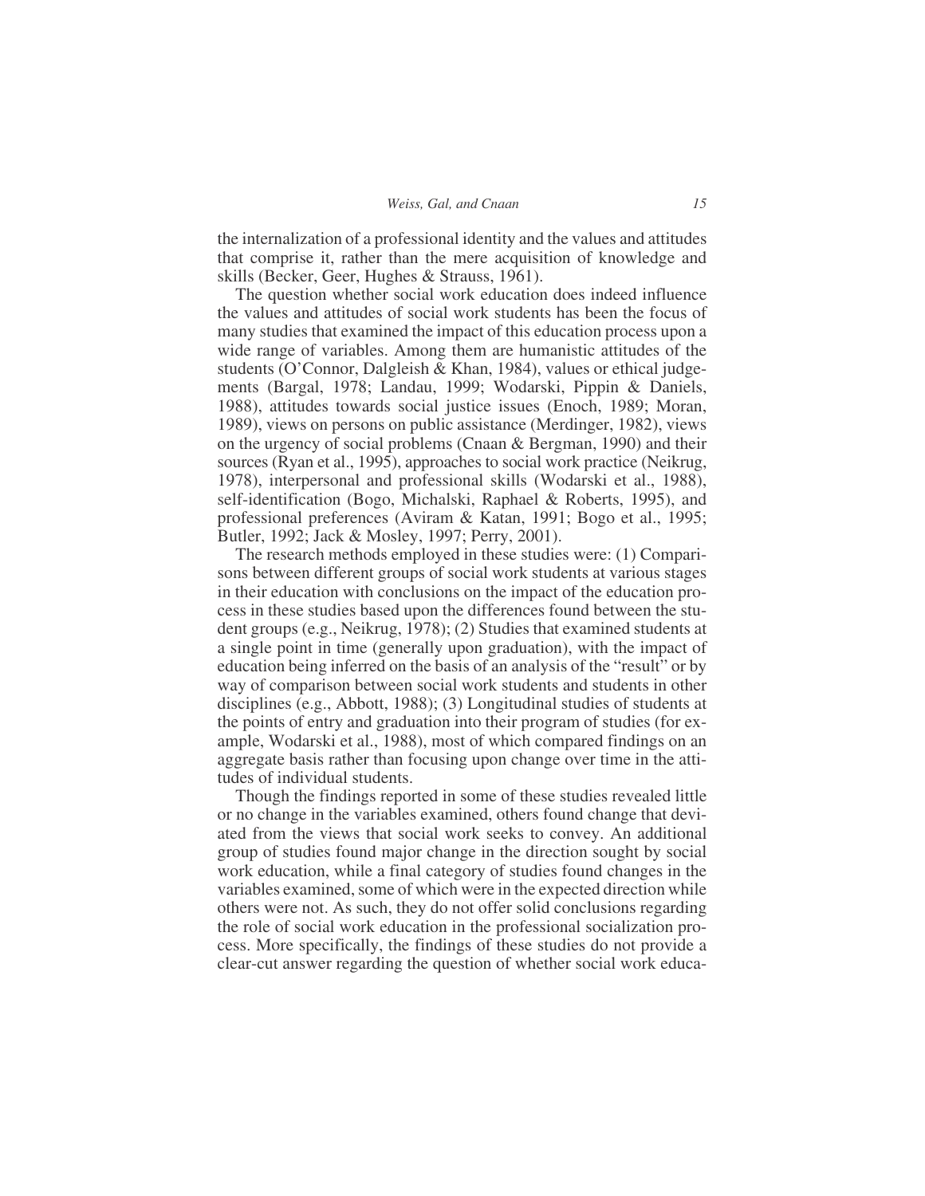the internalization of a professional identity and the values and attitudes that comprise it, rather than the mere acquisition of knowledge and skills (Becker, Geer, Hughes & Strauss, 1961).

The question whether social work education does indeed influence the values and attitudes of social work students has been the focus of many studies that examined the impact of this education process upon a wide range of variables. Among them are humanistic attitudes of the students (O'Connor, Dalgleish & Khan, 1984), values or ethical judgements (Bargal, 1978; Landau, 1999; Wodarski, Pippin & Daniels, 1988), attitudes towards social justice issues (Enoch, 1989; Moran, 1989), views on persons on public assistance (Merdinger, 1982), views on the urgency of social problems (Cnaan & Bergman, 1990) and their sources (Ryan et al., 1995), approaches to social work practice (Neikrug, 1978), interpersonal and professional skills (Wodarski et al., 1988), self-identification (Bogo, Michalski, Raphael & Roberts, 1995), and professional preferences (Aviram & Katan, 1991; Bogo et al., 1995; Butler, 1992; Jack & Mosley, 1997; Perry, 2001).

The research methods employed in these studies were: (1) Comparisons between different groups of social work students at various stages in their education with conclusions on the impact of the education process in these studies based upon the differences found between the student groups (e.g., Neikrug, 1978); (2) Studies that examined students at a single point in time (generally upon graduation), with the impact of education being inferred on the basis of an analysis of the "result" or by way of comparison between social work students and students in other disciplines (e.g., Abbott, 1988); (3) Longitudinal studies of students at the points of entry and graduation into their program of studies (for example, Wodarski et al., 1988), most of which compared findings on an aggregate basis rather than focusing upon change over time in the attitudes of individual students.

Though the findings reported in some of these studies revealed little or no change in the variables examined, others found change that deviated from the views that social work seeks to convey. An additional group of studies found major change in the direction sought by social work education, while a final category of studies found changes in the variables examined, some of which were in the expected direction while others were not. As such, they do not offer solid conclusions regarding the role of social work education in the professional socialization process. More specifically, the findings of these studies do not provide a clear-cut answer regarding the question of whether social work educa-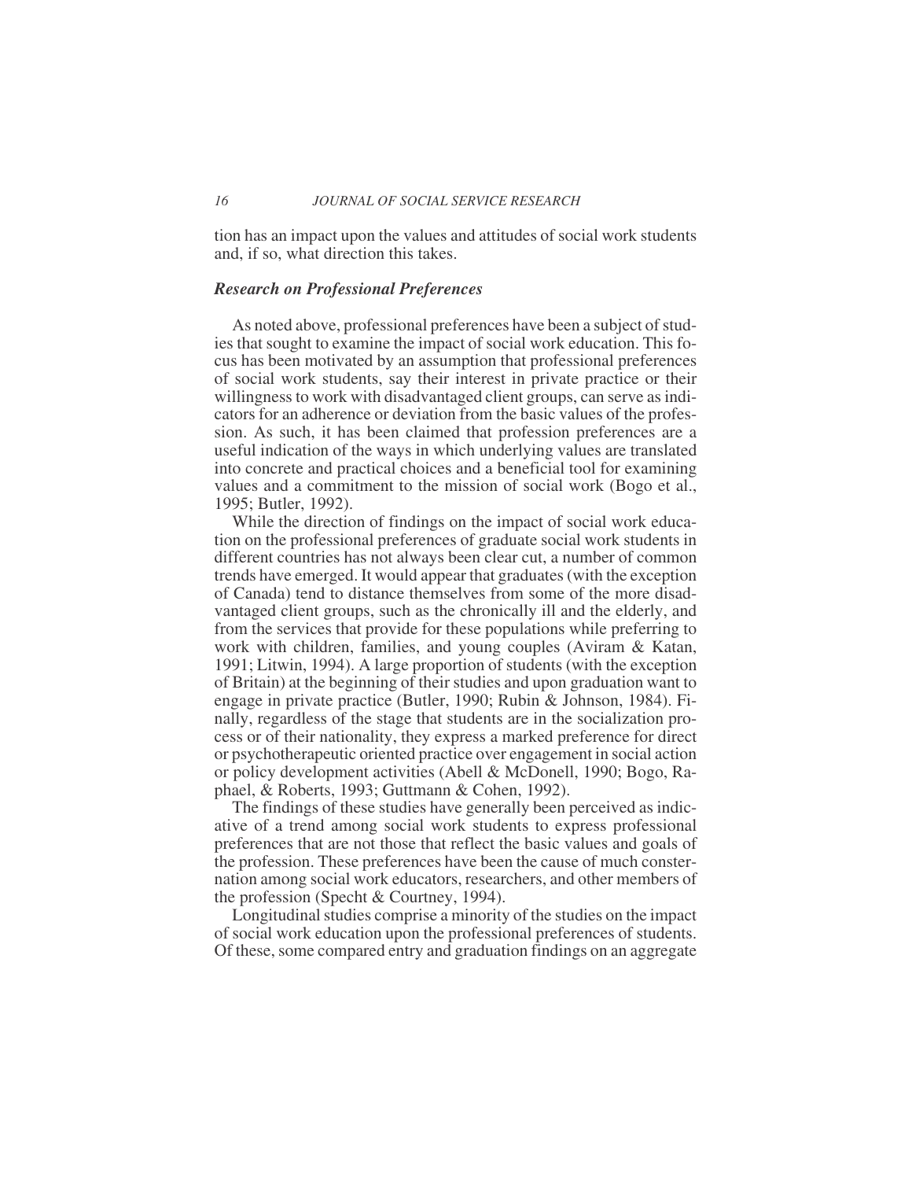tion has an impact upon the values and attitudes of social work students and, if so, what direction this takes.

### *Research on Professional Preferences*

As noted above, professional preferences have been a subject of studies that sought to examine the impact of social work education. This focus has been motivated by an assumption that professional preferences of social work students, say their interest in private practice or their willingness to work with disadvantaged client groups, can serve as indicators for an adherence or deviation from the basic values of the profession. As such, it has been claimed that profession preferences are a useful indication of the ways in which underlying values are translated into concrete and practical choices and a beneficial tool for examining values and a commitment to the mission of social work (Bogo et al., 1995; Butler, 1992).

While the direction of findings on the impact of social work education on the professional preferences of graduate social work students in different countries has not always been clear cut, a number of common trends have emerged. It would appear that graduates (with the exception of Canada) tend to distance themselves from some of the more disadvantaged client groups, such as the chronically ill and the elderly, and from the services that provide for these populations while preferring to work with children, families, and young couples (Aviram & Katan, 1991; Litwin, 1994). A large proportion of students (with the exception of Britain) at the beginning of their studies and upon graduation want to engage in private practice (Butler, 1990; Rubin & Johnson, 1984). Finally, regardless of the stage that students are in the socialization process or of their nationality, they express a marked preference for direct or psychotherapeutic oriented practice over engagement in social action or policy development activities (Abell & McDonell, 1990; Bogo, Raphael, & Roberts, 1993; Guttmann & Cohen, 1992).

The findings of these studies have generally been perceived as indicative of a trend among social work students to express professional preferences that are not those that reflect the basic values and goals of the profession. These preferences have been the cause of much consternation among social work educators, researchers, and other members of the profession (Specht & Courtney, 1994).

Longitudinal studies comprise a minority of the studies on the impact of social work education upon the professional preferences of students. Of these, some compared entry and graduation findings on an aggregate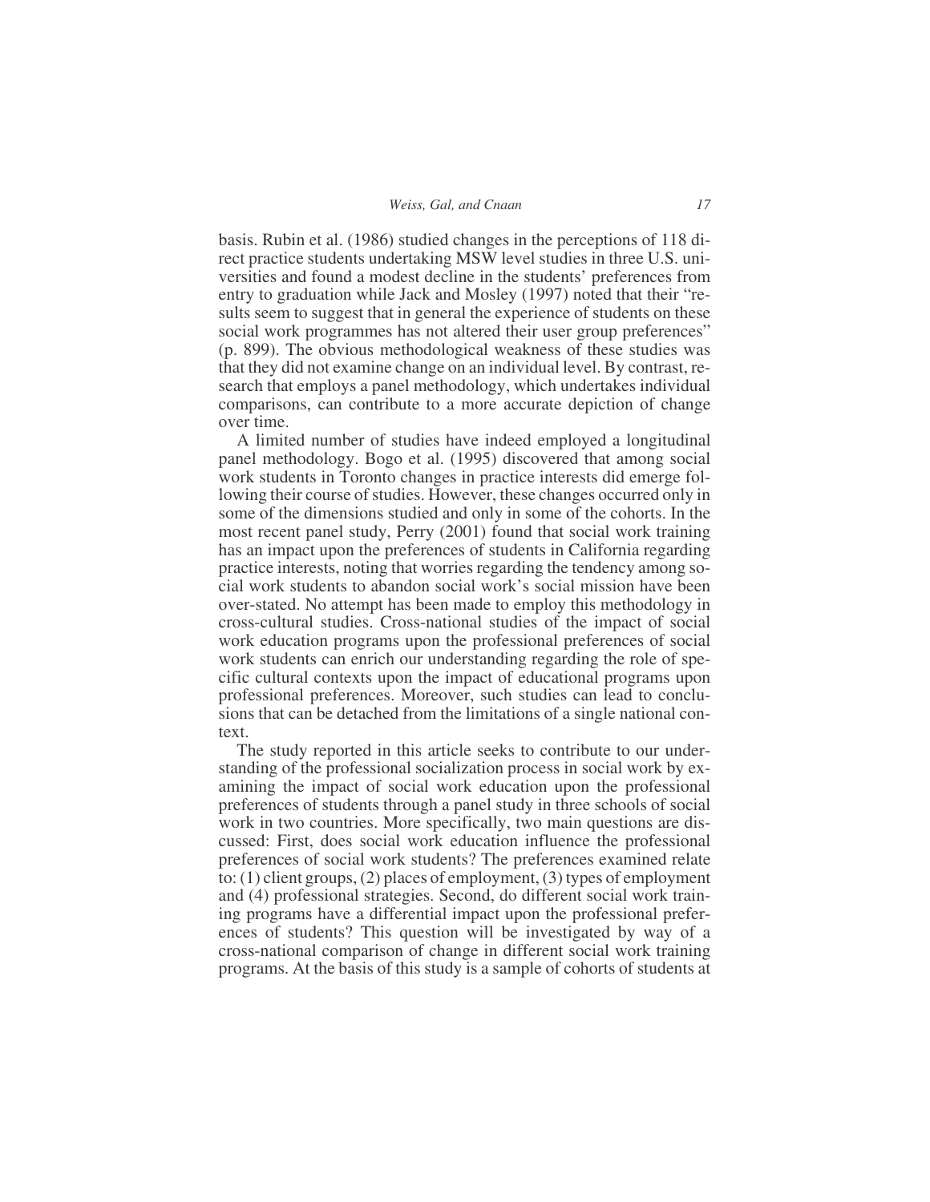basis. Rubin et al. (1986) studied changes in the perceptions of 118 direct practice students undertaking MSW level studies in three U.S. universities and found a modest decline in the students' preferences from entry to graduation while Jack and Mosley (1997) noted that their "results seem to suggest that in general the experience of students on these social work programmes has not altered their user group preferences" (p. 899). The obvious methodological weakness of these studies was that they did not examine change on an individual level. By contrast, research that employs a panel methodology, which undertakes individual comparisons, can contribute to a more accurate depiction of change over time.

A limited number of studies have indeed employed a longitudinal panel methodology. Bogo et al. (1995) discovered that among social work students in Toronto changes in practice interests did emerge following their course of studies. However, these changes occurred only in some of the dimensions studied and only in some of the cohorts. In the most recent panel study, Perry (2001) found that social work training has an impact upon the preferences of students in California regarding practice interests, noting that worries regarding the tendency among social work students to abandon social work's social mission have been over-stated. No attempt has been made to employ this methodology in cross-cultural studies. Cross-national studies of the impact of social work education programs upon the professional preferences of social work students can enrich our understanding regarding the role of specific cultural contexts upon the impact of educational programs upon professional preferences. Moreover, such studies can lead to conclusions that can be detached from the limitations of a single national context.

The study reported in this article seeks to contribute to our understanding of the professional socialization process in social work by examining the impact of social work education upon the professional preferences of students through a panel study in three schools of social work in two countries. More specifically, two main questions are discussed: First, does social work education influence the professional preferences of social work students? The preferences examined relate to: (1) client groups, (2) places of employment, (3) types of employment and (4) professional strategies. Second, do different social work training programs have a differential impact upon the professional preferences of students? This question will be investigated by way of a cross-national comparison of change in different social work training programs. At the basis of this study is a sample of cohorts of students at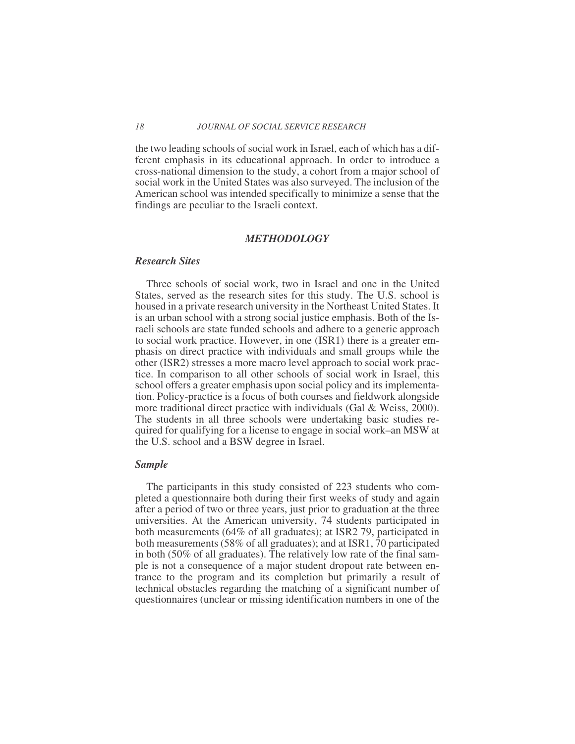the two leading schools of social work in Israel, each of which has a different emphasis in its educational approach. In order to introduce a cross-national dimension to the study, a cohort from a major school of social work in the United States was also surveyed. The inclusion of the American school was intended specifically to minimize a sense that the findings are peculiar to the Israeli context.

## *METHODOLOGY*

### *Research Sites*

Three schools of social work, two in Israel and one in the United States, served as the research sites for this study. The U.S. school is housed in a private research university in the Northeast United States. It is an urban school with a strong social justice emphasis. Both of the Israeli schools are state funded schools and adhere to a generic approach to social work practice. However, in one (ISR1) there is a greater emphasis on direct practice with individuals and small groups while the other (ISR2) stresses a more macro level approach to social work practice. In comparison to all other schools of social work in Israel, this school offers a greater emphasis upon social policy and its implementation. Policy-practice is a focus of both courses and fieldwork alongside more traditional direct practice with individuals (Gal & Weiss, 2000). The students in all three schools were undertaking basic studies required for qualifying for a license to engage in social work–an MSW at the U.S. school and a BSW degree in Israel.

### *Sample*

The participants in this study consisted of 223 students who completed a questionnaire both during their first weeks of study and again after a period of two or three years, just prior to graduation at the three universities. At the American university, 74 students participated in both measurements (64% of all graduates); at ISR2 79, participated in both measurements (58% of all graduates); and at ISR1, 70 participated in both (50% of all graduates). The relatively low rate of the final sample is not a consequence of a major student dropout rate between entrance to the program and its completion but primarily a result of technical obstacles regarding the matching of a significant number of questionnaires (unclear or missing identification numbers in one of the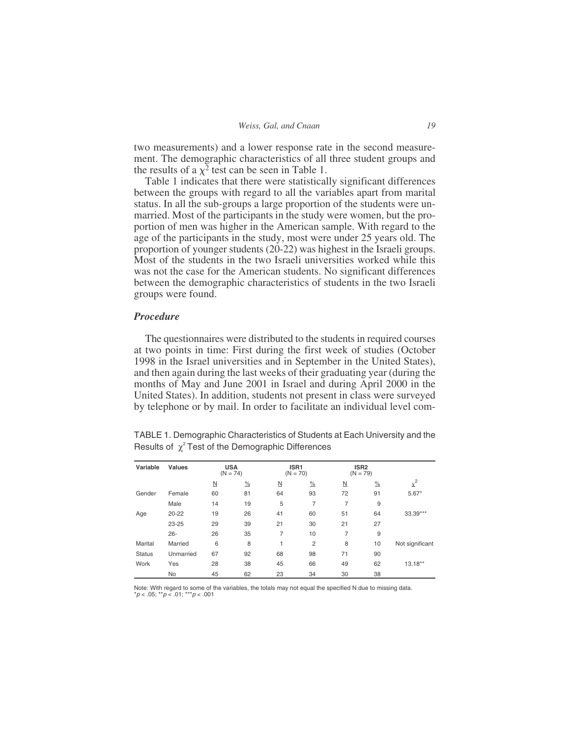two measurements) and a lower response rate in the second measurement. The demographic characteristics of all three student groups and the results of a $\chi^2$ test can be seen in Table 1.

Table 1 indicates that there were statistically significant differences between the groups with regard to all the variables apart from marital status. In all the sub-groups a large proportion of the students were unmarried. Most of the participants in the study were women, but the proportion of men was higher in the American sample. With regard to the age of the participants in the study, most were under 25 years old. The proportion of younger students (20-22) was highest in the Israeli groups. Most of the students in the two Israeli universities worked while this was not the case for the American students. No significant differences between the demographic characteristics of students in the two Israeli groups were found.

### *Procedure*

The questionnaires were distributed to the students in required courses at two points in time: First during the first week of studies (October 1998 in the Israel universities and in September in the United States), and then again during the last weeks of their graduating year (during the months of May and June 2001 in Israel and during April 2000 in the United States). In addition, students not present in class were surveyed by telephone or by mail. In order to facilitate an individual level com-

TABLE 1. Demographic Characteristics of Students at Each University and the Results of $\chi^2$ Test of the Demographic Differences

| Variable | Values | USA (N = 74) | | ISR1 (N = 70) | | ISR2 (N = 79) | | |
|---|---|---|---|---|---|---|---|---|
| | | N | % | N | % | N | % | $\chi^2$ |
| Gender | Female | 60 | 81 | 64 | 93 | 72 | 91 | 5.67* |
| | Male | 14 | 19 | 5 | 7 | 7 | 9 | |
| Age | 20-22 | 19 | 26 | 41 | 60 | 51 | 64 | 33.39*** |
| | 23-25 | 29 | 39 | 21 | 30 | 21 | 27 | |
| | 26- | 26 | 35 | 7 | 10 | 7 | 9 | |
| Marital Status | Married | 6 | 8 | 1 | 2 | 8 | 10 | Not significant |
| | Unmarried | 67 | 92 | 68 | 98 | 71 | 90 | |
| Work | Yes | 28 | 38 | 45 | 66 | 49 | 62 | 13.18** |
| | No | 45 | 62 | 23 | 34 | 30 | 38 | |

Note: With regard to some of the variables, the totals may not equal the specified N due to missing data.
*$p < .05$; **$p < .01$; ***$p < .001$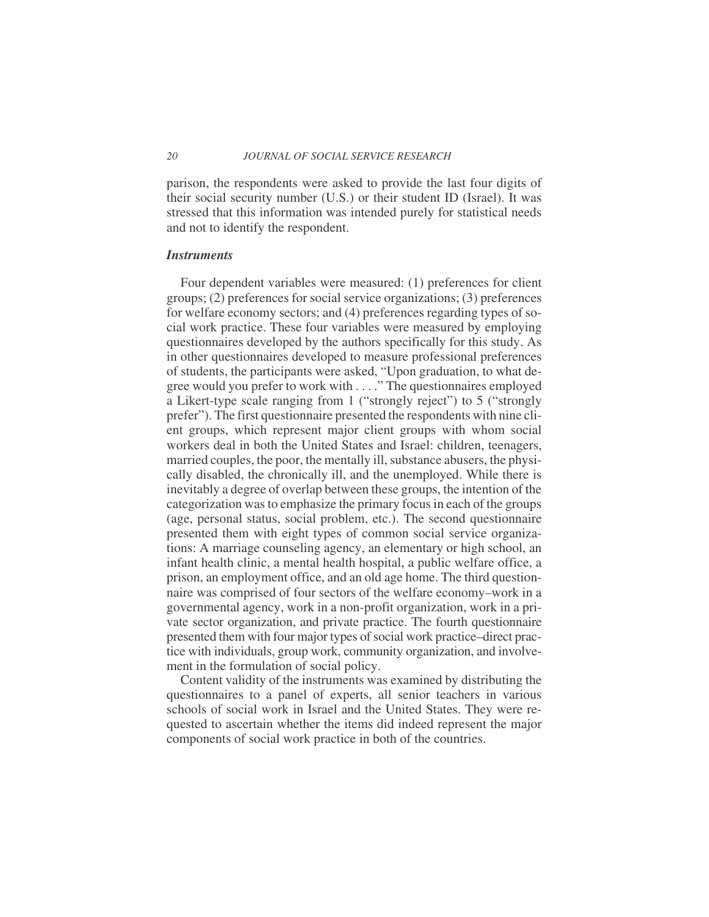parison, the respondents were asked to provide the last four digits of their social security number (U.S.) or their student ID (Israel). It was stressed that this information was intended purely for statistical needs and not to identify the respondent.

### *Instruments*

Four dependent variables were measured: (1) preferences for client groups; (2) preferences for social service organizations; (3) preferences for welfare economy sectors; and (4) preferences regarding types of social work practice. These four variables were measured by employing questionnaires developed by the authors specifically for this study. As in other questionnaires developed to measure professional preferences of students, the participants were asked, "Upon graduation, to what degree would you prefer to work with . . . ." The questionnaires employed a Likert-type scale ranging from 1 ("strongly reject") to 5 ("strongly prefer"). The first questionnaire presented the respondents with nine client groups, which represent major client groups with whom social workers deal in both the United States and Israel: children, teenagers, married couples, the poor, the mentally ill, substance abusers, the physically disabled, the chronically ill, and the unemployed. While there is inevitably a degree of overlap between these groups, the intention of the categorization was to emphasize the primary focus in each of the groups (age, personal status, social problem, etc.). The second questionnaire presented them with eight types of common social service organizations: A marriage counseling agency, an elementary or high school, an infant health clinic, a mental health hospital, a public welfare office, a prison, an employment office, and an old age home. The third questionnaire was comprised of four sectors of the welfare economy–work in a governmental agency, work in a non-profit organization, work in a private sector organization, and private practice. The fourth questionnaire presented them with four major types of social work practice–direct practice with individuals, group work, community organization, and involvement in the formulation of social policy.

Content validity of the instruments was examined by distributing the questionnaires to a panel of experts, all senior teachers in various schools of social work in Israel and the United States. They were requested to ascertain whether the items did indeed represent the major components of social work practice in both of the countries.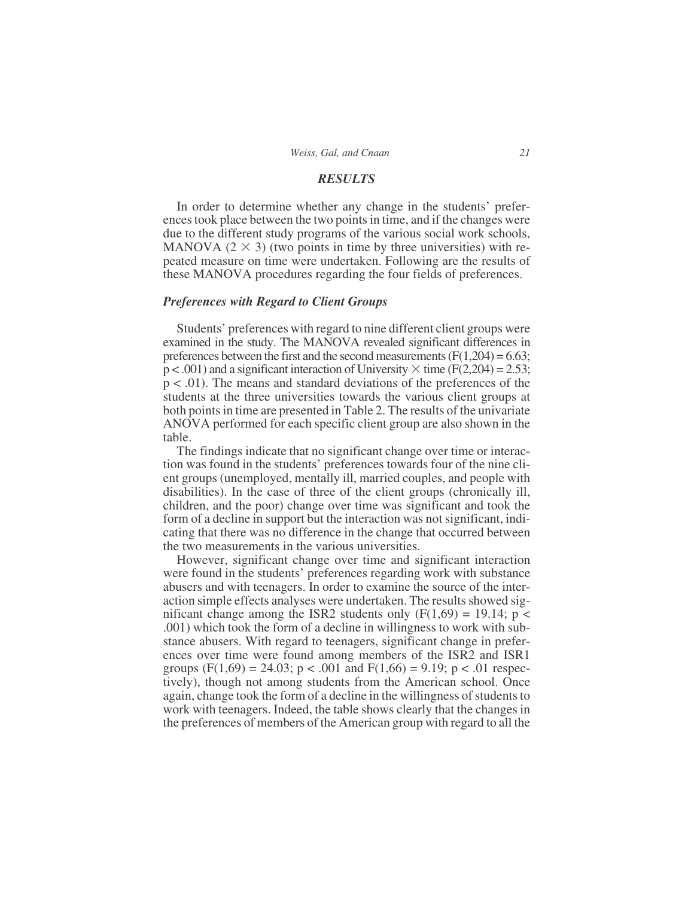## RESULTS

In order to determine whether any change in the students' preferences took place between the two points in time, and if the changes were due to the different study programs of the various social work schools, MANOVA ($2 \times 3$) (two points in time by three universities) with repeated measure on time were undertaken. Following are the results of these MANOVA procedures regarding the four fields of preferences.

### *Preferences with Regard to Client Groups*

Students' preferences with regard to nine different client groups were examined in the study. The MANOVA revealed significant differences in preferences between the first and the second measurements ($F(1,204) = 6.63$; $p < .001$) and a significant interaction of University $\times$ time ($F(2,204) = 2.53$; $p < .01$). The means and standard deviations of the preferences of the students at the three universities towards the various client groups at both points in time are presented in Table 2. The results of the univariate ANOVA performed for each specific client group are also shown in the table.

The findings indicate that no significant change over time or interaction was found in the students' preferences towards four of the nine client groups (unemployed, mentally ill, married couples, and people with disabilities). In the case of three of the client groups (chronically ill, children, and the poor) change over time was significant and took the form of a decline in support but the interaction was not significant, indicating that there was no difference in the change that occurred between the two measurements in the various universities.

However, significant change over time and significant interaction were found in the students' preferences regarding work with substance abusers and with teenagers. In order to examine the source of the interaction simple effects analyses were undertaken. The results showed significant change among the ISR2 students only ($F(1,69) = 19.14$; $p < .001$) which took the form of a decline in willingness to work with substance abusers. With regard to teenagers, significant change in preferences over time were found among members of the ISR2 and ISR1 groups ($F(1,69) = 24.03$; $p < .001$ and $F(1,66) = 9.19$; $p < .01$ respectively), though not among students from the American school. Once again, change took the form of a decline in the willingness of students to work with teenagers. Indeed, the table shows clearly that the changes in the preferences of members of the American group with regard to all the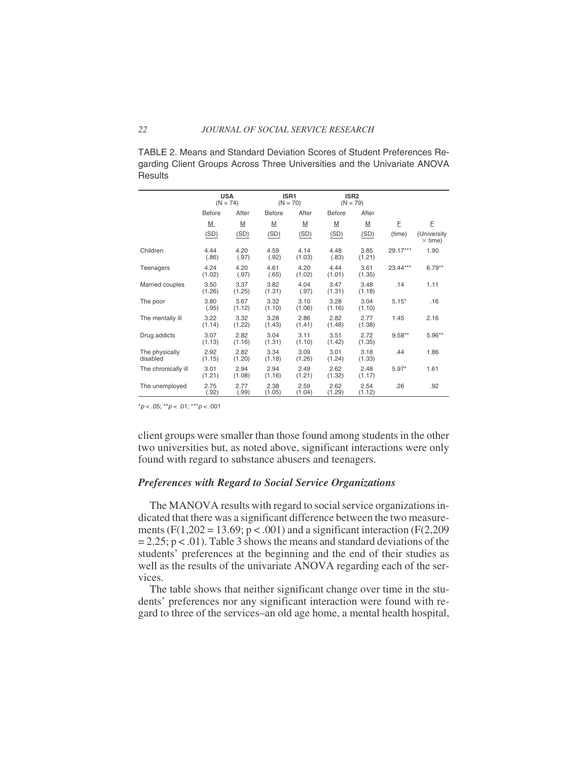TABLE 2. Means and Standard Deviation Scores of Student Preferences Regarding Client Groups Across Three Universities and the Univariate ANOVA Results

| | USA (N = 74) | | ISR1 (N = 70) | | ISR2 (N = 79) | | | |
|---|---|---|---|---|---|---|---|---|
| | Before | After | Before | After | Before | After | | |
| | M (SD) | M (SD) | M (SD) | M (SD) | M (SD) | M (SD) | F (time) | F (University × time) |
| Children | 4.44 (.86) | 4.20 (.97) | 4.59 (.92) | 4.14 (1.03) | 4.48 (.83) | 3.85 (1.21) | 29.17*** | 1.90 |
| Teenagers | 4.24 (1.02) | 4.20 (.97) | 4.61 (.65) | 4.20 (1.02) | 4.44 (1.01) | 3.61 (1.35) | 23.44*** | 6.79** |
| Married couples | 3.50 (1.26) | 3.37 (1.25) | 3.82 (1.31) | 4.04 (.97) | 3.47 (1.31) | 3.48 (1.18) | .14 | 1.11 |
| The poor | 3.80 (.95) | 3.67 (1.12) | 3.32 (1.10) | 3.10 (1.06) | 3.28 (1.16) | 3.04 (1.10) | 5.15* | .16 |
| The mentally ill | 3.22 (1.14) | 3.32 (1.22) | 3.28 (1.43) | 2.86 (1.41) | 2.82 (1.48) | 2.77 (1.38) | 1.45 | 2.16 |
| Drug addicts | 3.07 (1.13) | 2.82 (1.16) | 3.04 (1.31) | 3.11 (1.10) | 3.51 (1.42) | 2.72 (1.35) | 9.58** | 5.96** |
| The physically disabled | 2.92 (1.15) | 2.82 (1.20) | 3.34 (1.18) | 3.09 (1.26) | 3.01 (1.24) | 3.18 (1.33) | .44 | 1.86 |
| The chronically ill | 3.01 (1.21) | 2.94 (1.08) | 2.94 (1.16) | 2.49 (1.21) | 2.62 (1.32) | 2.48 (1.17) | 5.97* | 1.61 |
| The unemployed | 2.75 (.92) | 2.77 (.99) | 2.38 (1.05) | 2.59 (1.04) | 2.62 (1.29) | 2.54 (1.12) | .26 | .92 |

*$p < .05$; **$p < .01$; ***$p < .001$

client groups were smaller than those found among students in the other two universities but, as noted above, significant interactions were only found with regard to substance abusers and teenagers.

### *Preferences with Regard to Social Service Organizations*

The MANOVA results with regard to social service organizations indicated that there was a significant difference between the two measurements ($F(1,202 = 13.69; p < .001)$ and a significant interaction ($F(2,209 = 2.25; p < .01)$. Table 3 shows the means and standard deviations of the students' preferences at the beginning and the end of their studies as well as the results of the univariate ANOVA regarding each of the services.

The table shows that neither significant change over time in the students' preferences nor any significant interaction were found with regard to three of the services–an old age home, a mental health hospital,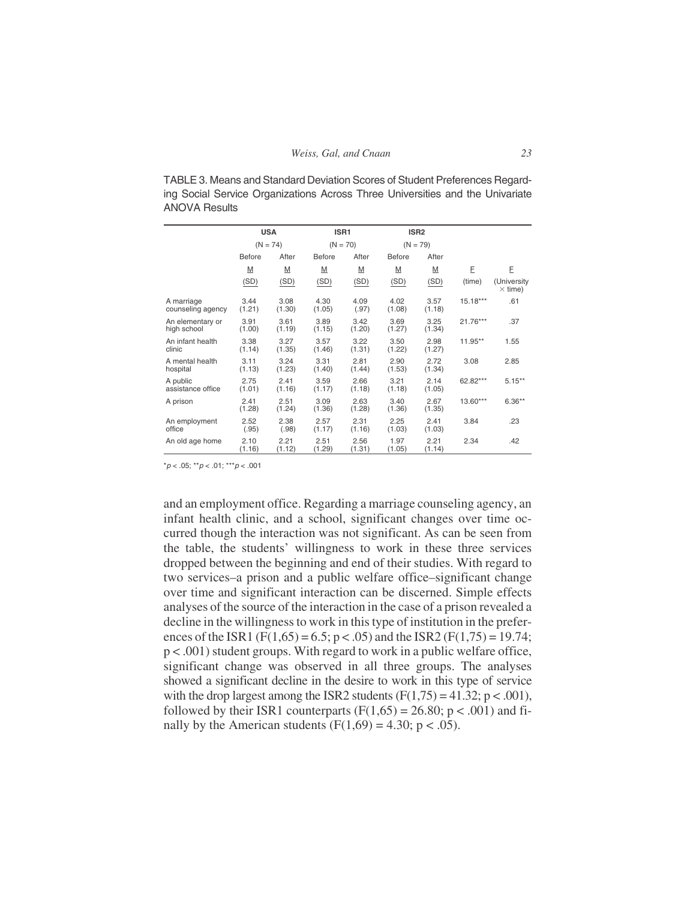TABLE 3. Means and Standard Deviation Scores of Student Preferences Regarding Social Service Organizations Across Three Universities and the Univariate ANOVA Results

| | USA (N = 74) | | ISR1 (N = 70) | | ISR2 (N = 79) | | | |
|---|---|---|---|---|---|---|---|---|
| | Before | After | Before | After | Before | After | | |
| | M (SD) | M (SD) | M (SD) | M (SD) | M (SD) | M (SD) | F (time) | F (University × time) |
| A marriage counseling agency | 3.44 (1.21) | 3.08 (1.30) | 4.30 (1.05) | 4.09 (.97) | 4.02 (1.08) | 3.57 (1.18) | 15.18*** | .61 |
| An elementary or high school | 3.91 (1.00) | 3.61 (1.19) | 3.89 (1.15) | 3.42 (1.20) | 3.69 (1.27) | 3.25 (1.34) | 21.76*** | .37 |
| An infant health clinic | 3.38 (1.14) | 3.27 (1.35) | 3.57 (1.46) | 3.22 (1.31) | 3.50 (1.22) | 2.98 (1.27) | 11.95** | 1.55 |
| A mental health hospital | 3.11 (1.13) | 3.24 (1.23) | 3.31 (1.40) | 2.81 (1.44) | 2.90 (1.53) | 2.72 (1.34) | 3.08 | 2.85 |
| A public assistance office | 2.75 (1.01) | 2.41 (1.16) | 3.59 (1.17) | 2.66 (1.18) | 3.21 (1.18) | 2.14 (1.05) | 62.82*** | 5.15** |
| A prison | 2.41 (1.28) | 2.51 (1.24) | 3.09 (1.36) | 2.63 (1.28) | 3.40 (1.36) | 2.67 (1.35) | 13.60*** | 6.36** |
| An employment office | 2.52 (.95) | 2.38 (.98) | 2.57 (1.17) | 2.31 (1.16) | 2.25 (1.03) | 2.41 (1.03) | 3.84 | .23 |
| An old age home | 2.10 (1.16) | 2.21 (1.12) | 2.51 (1.29) | 2.56 (1.31) | 1.97 (1.05) | 2.21 (1.14) | 2.34 | .42 |

*$p < .05$; **$p < .01$; ***$p < .001$

and an employment office. Regarding a marriage counseling agency, an infant health clinic, and a school, significant changes over time occurred though the interaction was not significant. As can be seen from the table, the students' willingness to work in these three services dropped between the beginning and end of their studies. With regard to two services–a prison and a public welfare office–significant change over time and significant interaction can be discerned. Simple effects analyses of the source of the interaction in the case of a prison revealed a decline in the willingness to work in this type of institution in the preferences of the ISR1 ($F(1,65) = 6.5$; $p < .05$) and the ISR2 ($F(1,75) = 19.74$; $p < .001$) student groups. With regard to work in a public welfare office, significant change was observed in all three groups. The analyses showed a significant decline in the desire to work in this type of service with the drop largest among the ISR2 students ($F(1,75) = 41.32$; $p < .001$), followed by their ISR1 counterparts ($F(1,65) = 26.80$; $p < .001$) and finally by the American students ($F(1,69) = 4.30$; $p < .05$).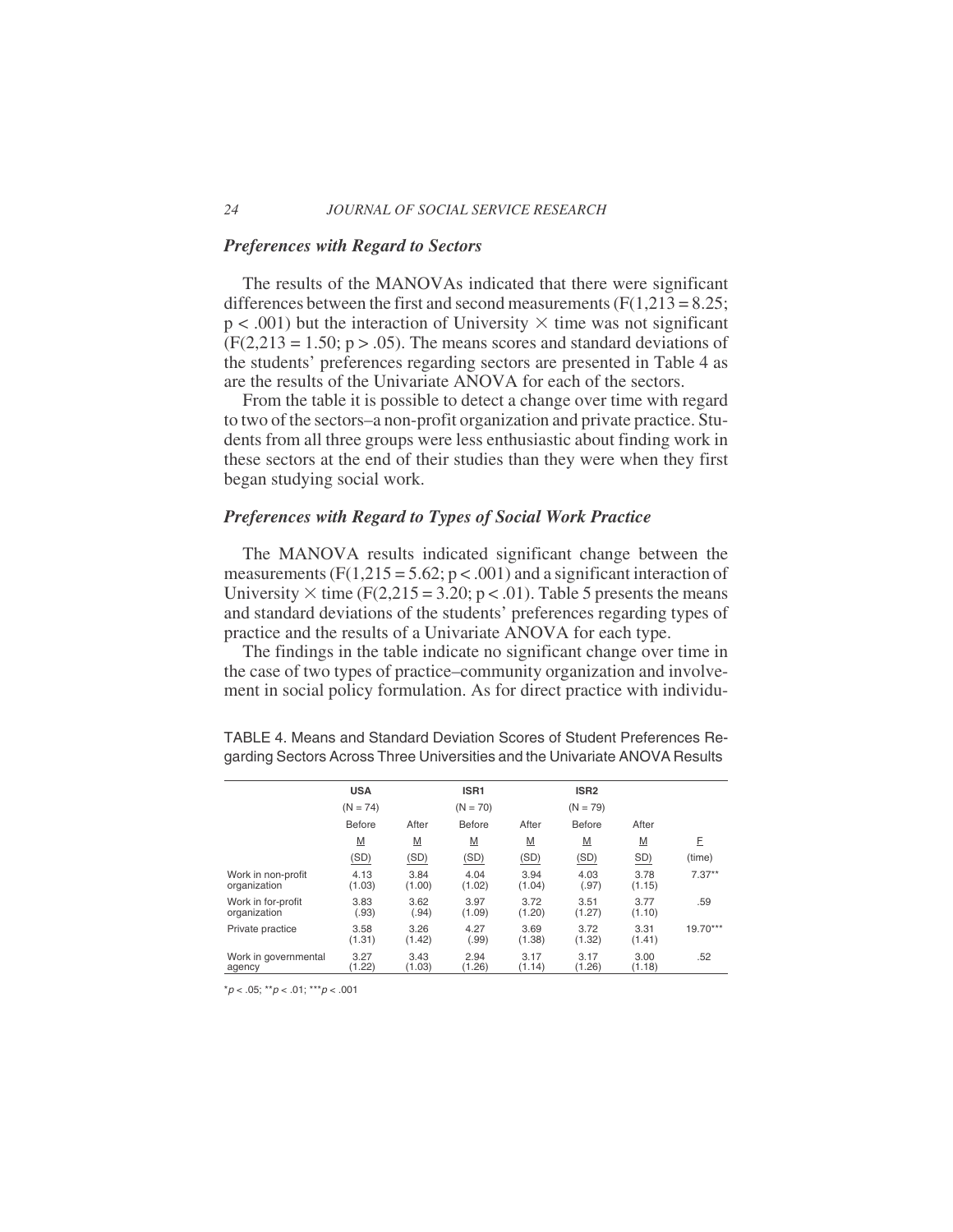### *Preferences with Regard to Sectors*

The results of the MANOVAs indicated that there were significant differences between the first and second measurements ($F(1,213 = 8.25; p < .001)$ but the interaction of University × time was not significant ($F(2,213 = 1.50; p > .05)$. The means scores and standard deviations of the students' preferences regarding sectors are presented in Table 4 as are the results of the Univariate ANOVA for each of the sectors.

From the table it is possible to detect a change over time with regard to two of the sectors–a non-profit organization and private practice. Students from all three groups were less enthusiastic about finding work in these sectors at the end of their studies than they were when they first began studying social work.

### *Preferences with Regard to Types of Social Work Practice*

The MANOVA results indicated significant change between the measurements ($F(1,215 = 5.62; p < .001)$ and a significant interaction of University × time ($F(2,215 = 3.20; p < .01)$. Table 5 presents the means and standard deviations of the students' preferences regarding types of practice and the results of a Univariate ANOVA for each type.

The findings in the table indicate no significant change over time in the case of two types of practice–community organization and involvement in social policy formulation. As for direct practice with individu-

TABLE 4. Means and Standard Deviation Scores of Student Preferences Regarding Sectors Across Three Universities and the Univariate ANOVA Results

| | USA | | ISR1 | | ISR2 | | |
|---|---|---|---|---|---|---|---|
| | (N = 74) | | (N = 70) | | (N = 79) | | |
| | Before | After | Before | After | Before | After | |
| | M (SD) | M (SD) | M (SD) | M (SD) | M (SD) | M SD) | F (time) |
| Work in non-profit organization | 4.13 (1.03) | 3.84 (1.00) | 4.04 (1.02) | 3.94 (1.04) | 4.03 (.97) | 3.78 (1.15) | 7.37** |
| Work in for-profit organization | 3.83 (.93) | 3.62 (.94) | 3.97 (1.09) | 3.72 (1.20) | 3.51 (1.27) | 3.77 (1.10) | .59 |
| Private practice | 3.58 (1.31) | 3.26 (1.42) | 4.27 (.99) | 3.69 (1.38) | 3.72 (1.32) | 3.31 (1.41) | 19.70*** |
| Work in governmental agency | 3.27 (1.22) | 3.43 (1.03) | 2.94 (1.26) | 3.17 (1.14) | 3.17 (1.26) | 3.00 (1.18) | .52 |

*$p < .05$; **$p < .01$; ***$p < .001$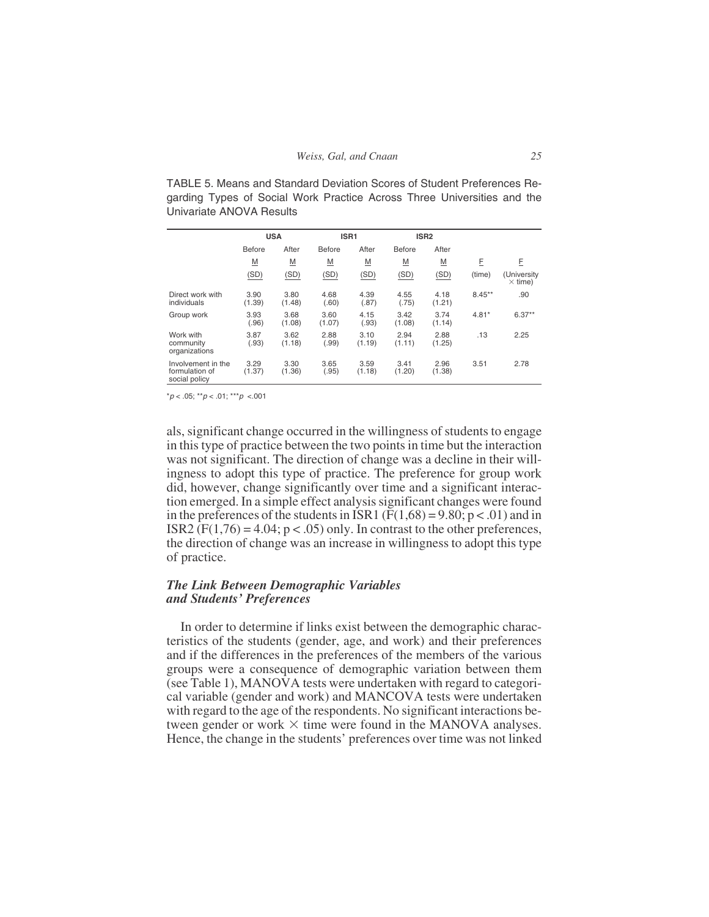TABLE 5. Means and Standard Deviation Scores of Student Preferences Regarding Types of Social Work Practice Across Three Universities and the Univariate ANOVA Results

| | USA | | ISR1 | | ISR2 | | | |
|---|---|---|---|---|---|---|---|---|
| | Before | After | Before | After | Before | After | | |
| | M (SD) | M (SD) | M (SD) | M (SD) | M (SD) | M (SD) | F (time) | F (University × time) |
| Direct work with individuals | 3.90 (1.39) | 3.80 (1.48) | 4.68 (.60) | 4.39 (.87) | 4.55 (.75) | 4.18 (1.21) | 8.45** | .90 |
| Group work | 3.93 (.96) | 3.68 (1.08) | 3.60 (1.07) | 4.15 (.93) | 3.42 (1.08) | 3.74 (1.14) | 4.81* | 6.37** |
| Work with community organizations | 3.87 (.93) | 3.62 (1.18) | 2.88 (.99) | 3.10 (1.19) | 2.94 (1.11) | 2.88 (1.25) | .13 | 2.25 |
| Involvement in the formulation of social policy | 3.29 (1.37) | 3.30 (1.36) | 3.65 (.95) | 3.59 (1.18) | 3.41 (1.20) | 2.96 (1.38) | 3.51 | 2.78 |

*$p < .05$; **$p < .01$; ***$p < .001$

als, significant change occurred in the willingness of students to engage in this type of practice between the two points in time but the interaction was not significant. The direction of change was a decline in their willingness to adopt this type of practice. The preference for group work did, however, change significantly over time and a significant interaction emerged. In a simple effect analysis significant changes were found in the preferences of the students in ISR1 ($F(1,68) = 9.80$; $p < .01$) and in ISR2 ($F(1,76) = 4.04$; $p < .05$) only. In contrast to the other preferences, the direction of change was an increase in willingness to adopt this type of practice.

### *The Link Between Demographic Variables and Students' Preferences*

In order to determine if links exist between the demographic characteristics of the students (gender, age, and work) and their preferences and if the differences in the preferences of the members of the various groups were a consequence of demographic variation between them (see Table 1), MANOVA tests were undertaken with regard to categorical variable (gender and work) and MANCOVA tests were undertaken with regard to the age of the respondents. No significant interactions between gender or work × time were found in the MANOVA analyses. Hence, the change in the students' preferences over time was not linked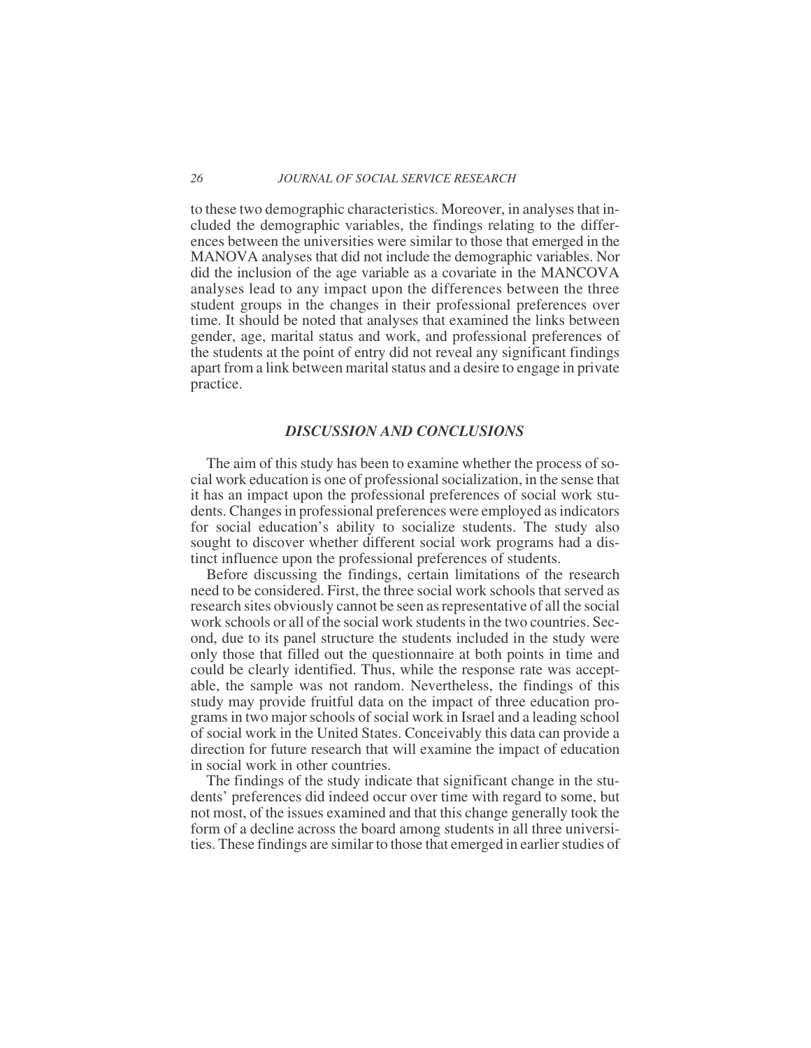to these two demographic characteristics. Moreover, in analyses that included the demographic variables, the findings relating to the differences between the universities were similar to those that emerged in the MANOVA analyses that did not include the demographic variables. Nor did the inclusion of the age variable as a covariate in the MANCOVA analyses lead to any impact upon the differences between the three student groups in the changes in their professional preferences over time. It should be noted that analyses that examined the links between gender, age, marital status and work, and professional preferences of the students at the point of entry did not reveal any significant findings apart from a link between marital status and a desire to engage in private practice.

## *DISCUSSION AND CONCLUSIONS*

The aim of this study has been to examine whether the process of social work education is one of professional socialization, in the sense that it has an impact upon the professional preferences of social work students. Changes in professional preferences were employed as indicators for social education's ability to socialize students. The study also sought to discover whether different social work programs had a distinct influence upon the professional preferences of students.

Before discussing the findings, certain limitations of the research need to be considered. First, the three social work schools that served as research sites obviously cannot be seen as representative of all the social work schools or all of the social work students in the two countries. Second, due to its panel structure the students included in the study were only those that filled out the questionnaire at both points in time and could be clearly identified. Thus, while the response rate was acceptable, the sample was not random. Nevertheless, the findings of this study may provide fruitful data on the impact of three education programs in two major schools of social work in Israel and a leading school of social work in the United States. Conceivably this data can provide a direction for future research that will examine the impact of education in social work in other countries.

The findings of the study indicate that significant change in the students' preferences did indeed occur over time with regard to some, but not most, of the issues examined and that this change generally took the form of a decline across the board among students in all three universities. These findings are similar to those that emerged in earlier studies of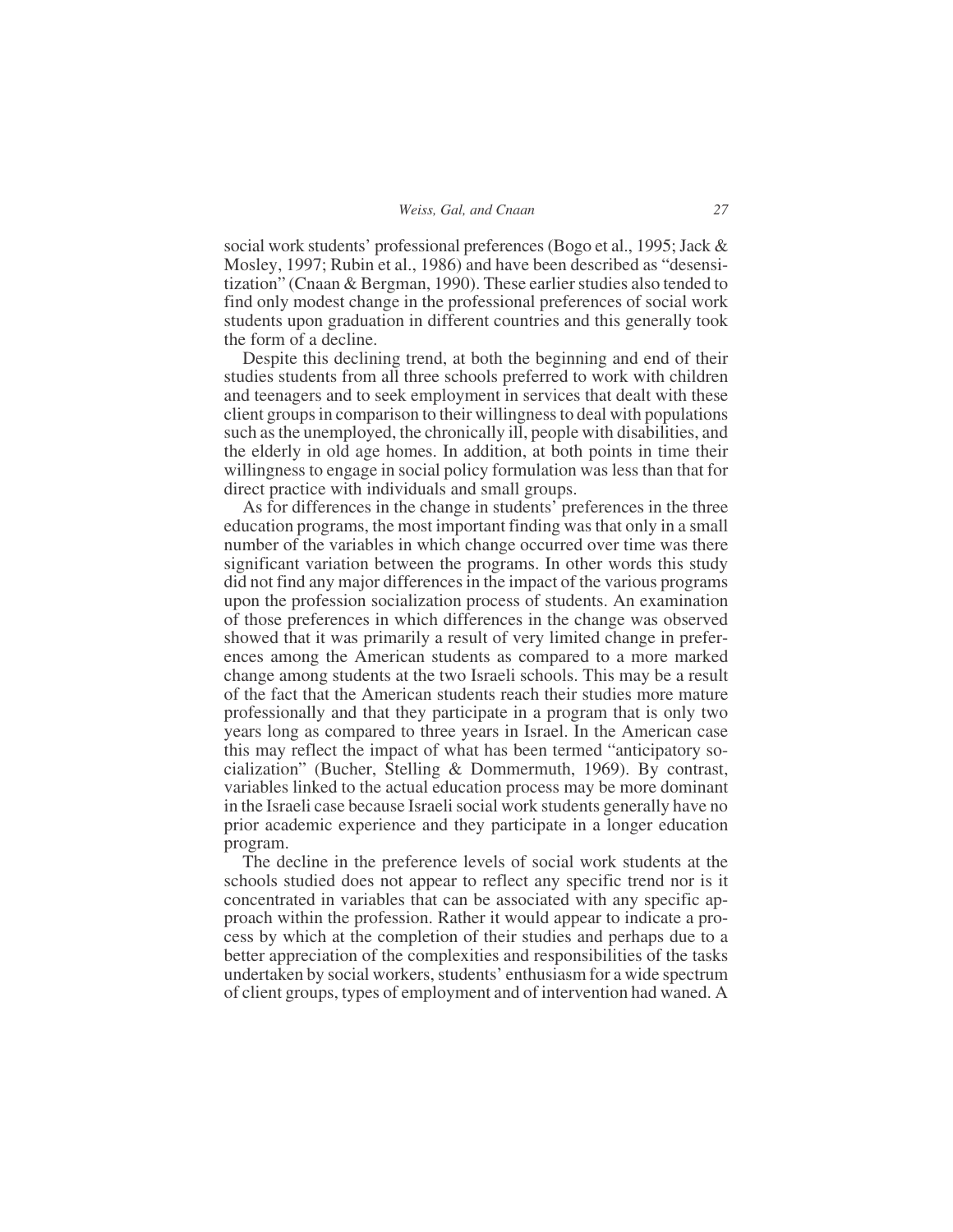social work students' professional preferences (Bogo et al., 1995; Jack & Mosley, 1997; Rubin et al., 1986) and have been described as "desensitization" (Cnaan & Bergman, 1990). These earlier studies also tended to find only modest change in the professional preferences of social work students upon graduation in different countries and this generally took the form of a decline.

Despite this declining trend, at both the beginning and end of their studies students from all three schools preferred to work with children and teenagers and to seek employment in services that dealt with these client groups in comparison to their willingness to deal with populations such as the unemployed, the chronically ill, people with disabilities, and the elderly in old age homes. In addition, at both points in time their willingness to engage in social policy formulation was less than that for direct practice with individuals and small groups.

As for differences in the change in students' preferences in the three education programs, the most important finding was that only in a small number of the variables in which change occurred over time was there significant variation between the programs. In other words this study did not find any major differences in the impact of the various programs upon the profession socialization process of students. An examination of those preferences in which differences in the change was observed showed that it was primarily a result of very limited change in preferences among the American students as compared to a more marked change among students at the two Israeli schools. This may be a result of the fact that the American students reach their studies more mature professionally and that they participate in a program that is only two years long as compared to three years in Israel. In the American case this may reflect the impact of what has been termed "anticipatory socialization" (Bucher, Stelling & Dommermuth, 1969). By contrast, variables linked to the actual education process may be more dominant in the Israeli case because Israeli social work students generally have no prior academic experience and they participate in a longer education program.

The decline in the preference levels of social work students at the schools studied does not appear to reflect any specific trend nor is it concentrated in variables that can be associated with any specific approach within the profession. Rather it would appear to indicate a process by which at the completion of their studies and perhaps due to a better appreciation of the complexities and responsibilities of the tasks undertaken by social workers, students' enthusiasm for a wide spectrum of client groups, types of employment and of intervention had waned. A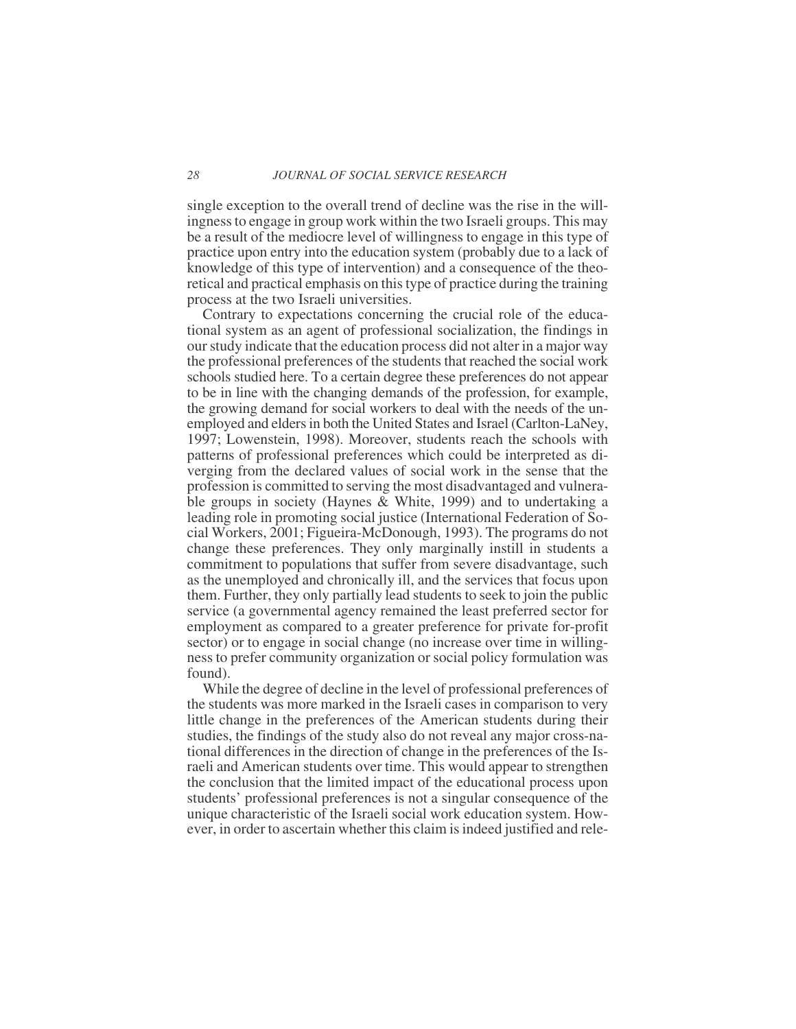single exception to the overall trend of decline was the rise in the willingness to engage in group work within the two Israeli groups. This may be a result of the mediocre level of willingness to engage in this type of practice upon entry into the education system (probably due to a lack of knowledge of this type of intervention) and a consequence of the theoretical and practical emphasis on this type of practice during the training process at the two Israeli universities.

Contrary to expectations concerning the crucial role of the educational system as an agent of professional socialization, the findings in our study indicate that the education process did not alter in a major way the professional preferences of the students that reached the social work schools studied here. To a certain degree these preferences do not appear to be in line with the changing demands of the profession, for example, the growing demand for social workers to deal with the needs of the unemployed and elders in both the United States and Israel (Carlton-LaNey, 1997; Lowenstein, 1998). Moreover, students reach the schools with patterns of professional preferences which could be interpreted as diverging from the declared values of social work in the sense that the profession is committed to serving the most disadvantaged and vulnerable groups in society (Haynes & White, 1999) and to undertaking a leading role in promoting social justice (International Federation of Social Workers, 2001; Figueira-McDonough, 1993). The programs do not change these preferences. They only marginally instill in students a commitment to populations that suffer from severe disadvantage, such as the unemployed and chronically ill, and the services that focus upon them. Further, they only partially lead students to seek to join the public service (a governmental agency remained the least preferred sector for employment as compared to a greater preference for private for-profit sector) or to engage in social change (no increase over time in willingness to prefer community organization or social policy formulation was found).

While the degree of decline in the level of professional preferences of the students was more marked in the Israeli cases in comparison to very little change in the preferences of the American students during their studies, the findings of the study also do not reveal any major cross-national differences in the direction of change in the preferences of the Israeli and American students over time. This would appear to strengthen the conclusion that the limited impact of the educational process upon students' professional preferences is not a singular consequence of the unique characteristic of the Israeli social work education system. However, in order to ascertain whether this claim is indeed justified and rele-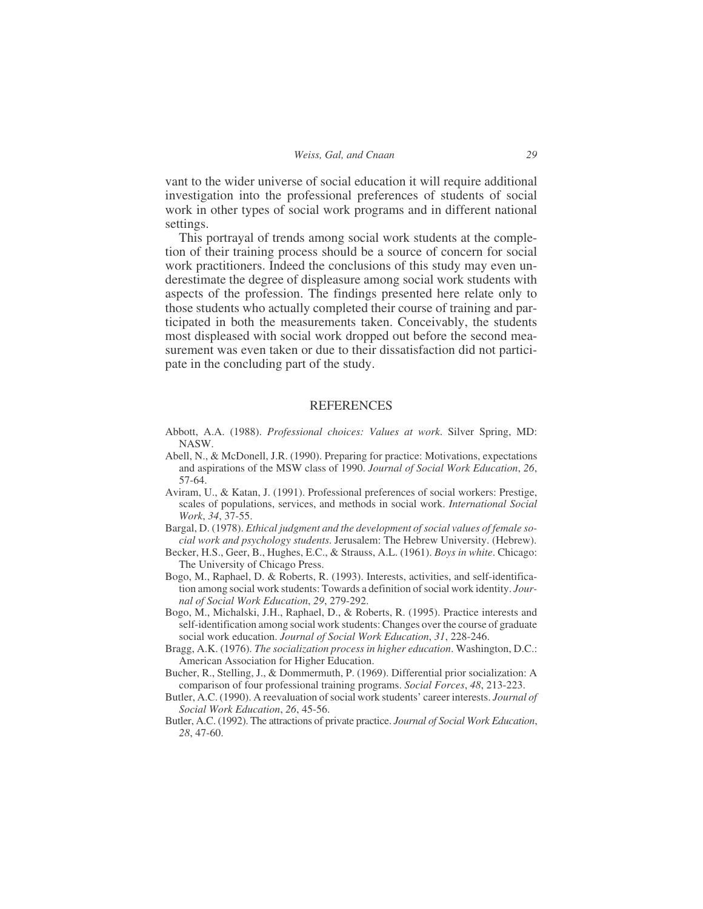vant to the wider universe of social education it will require additional investigation into the professional preferences of students of social work in other types of social work programs and in different national settings.

This portrayal of trends among social work students at the completion of their training process should be a source of concern for social work practitioners. Indeed the conclusions of this study may even underestimate the degree of displeasure among social work students with aspects of the profession. The findings presented here relate only to those students who actually completed their course of training and participated in both the measurements taken. Conceivably, the students most displeased with social work dropped out before the second measurement was even taken or due to their dissatisfaction did not participate in the concluding part of the study.

## REFERENCES

Abbott, A.A. (1988). *Professional choices: Values at work*. Silver Spring, MD: NASW.

Abell, N., & McDonell, J.R. (1990). Preparing for practice: Motivations, expectations and aspirations of the MSW class of 1990. *Journal of Social Work Education*, *26*, 57-64.

Aviram, U., & Katan, J. (1991). Professional preferences of social workers: Prestige, scales of populations, services, and methods in social work. *International Social Work*, *34*, 37-55.

Bargal, D. (1978). *Ethical judgment and the development of social values of female social work and psychology students.* Jerusalem: The Hebrew University. (Hebrew).

Becker, H.S., Geer, B., Hughes, E.C., & Strauss, A.L. (1961). *Boys in white*. Chicago: The University of Chicago Press.

Bogo, M., Raphael, D. & Roberts, R. (1993). Interests, activities, and self-identification among social work students: Towards a definition of social work identity. *Journal of Social Work Education*, *29*, 279-292.

Bogo, M., Michalski, J.H., Raphael, D., & Roberts, R. (1995). Practice interests and self-identification among social work students: Changes over the course of graduate social work education. *Journal of Social Work Education*, *31*, 228-246.

Bragg, A.K. (1976). *The socialization process in higher education*. Washington, D.C.: American Association for Higher Education.

Bucher, R., Stelling, J., & Dommermuth, P. (1969). Differential prior socialization: A comparison of four professional training programs. *Social Forces*, *48*, 213-223.

Butler, A.C. (1990). A reevaluation of social work students' career interests. *Journal of Social Work Education*, *26*, 45-56.

Butler, A.C. (1992). The attractions of private practice. *Journal of Social Work Education*, *28*, 47-60.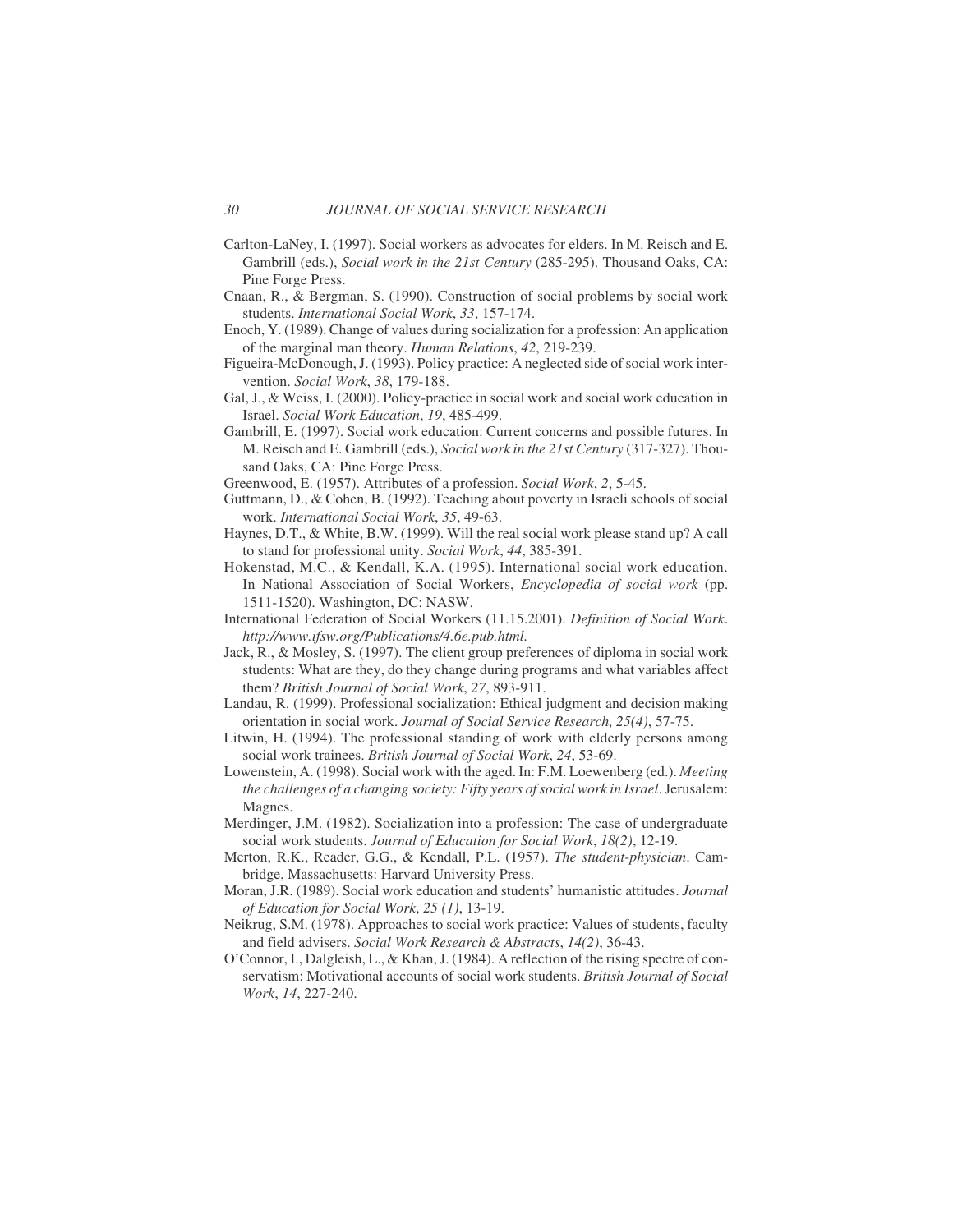Carlton-LaNey, I. (1997). Social workers as advocates for elders. In M. Reisch and E. Gambrill (eds.), *Social work in the 21st Century* (285-295). Thousand Oaks, CA: Pine Forge Press.

Cnaan, R., & Bergman, S. (1990). Construction of social problems by social work students. *International Social Work*, *33*, 157-174.

Enoch, Y. (1989). Change of values during socialization for a profession: An application of the marginal man theory. *Human Relations*, *42*, 219-239.

Figueira-McDonough, J. (1993). Policy practice: A neglected side of social work intervention. *Social Work*, *38*, 179-188.

Gal, J., & Weiss, I. (2000). Policy-practice in social work and social work education in Israel. *Social Work Education*, *19*, 485-499.

Gambrill, E. (1997). Social work education: Current concerns and possible futures. In M. Reisch and E. Gambrill (eds.), *Social work in the 21st Century* (317-327). Thousand Oaks, CA: Pine Forge Press.

Greenwood, E. (1957). Attributes of a profession. *Social Work*, *2*, 5-45.

Guttmann, D., & Cohen, B. (1992). Teaching about poverty in Israeli schools of social work. *International Social Work*, *35*, 49-63.

Haynes, D.T., & White, B.W. (1999). Will the real social work please stand up? A call to stand for professional unity. *Social Work*, *44*, 385-391.

Hokenstad, M.C., & Kendall, K.A. (1995). International social work education. In National Association of Social Workers, *Encyclopedia of social work* (pp. 1511-1520). Washington, DC: NASW.

International Federation of Social Workers (11.15.2001). *Definition of Social Work*. *http://www.ifsw.org/Publications/4.6e.pub.html*.

Jack, R., & Mosley, S. (1997). The client group preferences of diploma in social work students: What are they, do they change during programs and what variables affect them? *British Journal of Social Work*, *27*, 893-911.

Landau, R. (1999). Professional socialization: Ethical judgment and decision making orientation in social work. *Journal of Social Service Research*, *25(4)*, 57-75.

Litwin, H. (1994). The professional standing of work with elderly persons among social work trainees. *British Journal of Social Work*, *24*, 53-69.

Lowenstein, A. (1998). Social work with the aged. In: F.M. Loewenberg (ed.). *Meeting the challenges of a changing society: Fifty years of social work in Israel*. Jerusalem: Magnes.

Merdinger, J.M. (1982). Socialization into a profession: The case of undergraduate social work students. *Journal of Education for Social Work*, *18(2)*, 12-19.

Merton, R.K., Reader, G.G., & Kendall, P.L. (1957). *The student-physician*. Cambridge, Massachusetts: Harvard University Press.

Moran, J.R. (1989). Social work education and students' humanistic attitudes. *Journal of Education for Social Work*, *25 (1)*, 13-19.

Neikrug, S.M. (1978). Approaches to social work practice: Values of students, faculty and field advisers. *Social Work Research & Abstracts*, *14(2)*, 36-43.

O'Connor, I., Dalgleish, L., & Khan, J. (1984). A reflection of the rising spectre of conservatism: Motivational accounts of social work students. *British Journal of Social Work*, *14*, 227-240.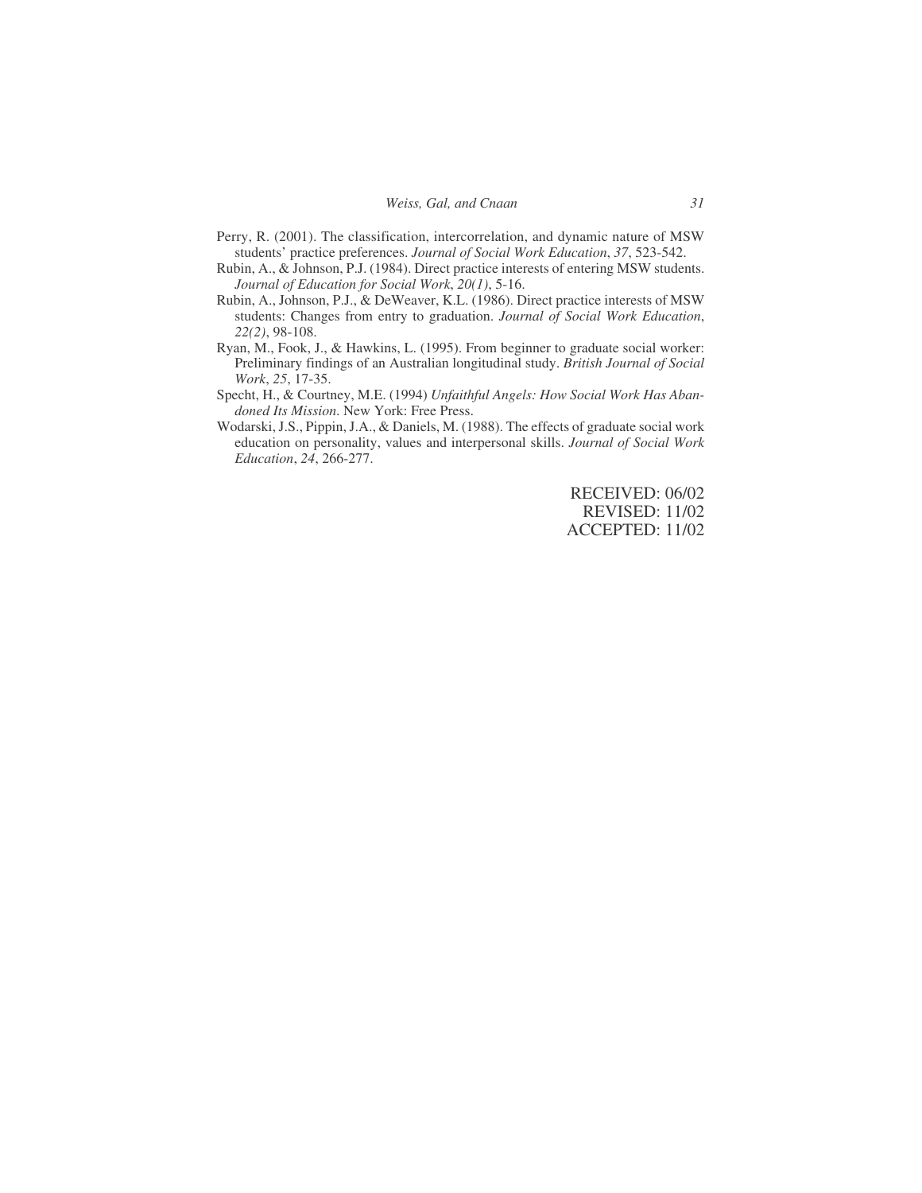Perry, R. (2001). The classification, intercorrelation, and dynamic nature of MSW students' practice preferences. *Journal of Social Work Education*, *37*, 523-542.

Rubin, A., & Johnson, P.J. (1984). Direct practice interests of entering MSW students. *Journal of Education for Social Work*, *20(1)*, 5-16.

Rubin, A., Johnson, P.J., & DeWeaver, K.L. (1986). Direct practice interests of MSW students: Changes from entry to graduation. *Journal of Social Work Education*, *22(2)*, 98-108.

Ryan, M., Fook, J., & Hawkins, L. (1995). From beginner to graduate social worker: Preliminary findings of an Australian longitudinal study. *British Journal of Social Work*, *25*, 17-35.

Specht, H., & Courtney, M.E. (1994) *Unfaithful Angels: How Social Work Has Abandoned Its Mission*. New York: Free Press.

Wodarski, J.S., Pippin, J.A., & Daniels, M. (1988). The effects of graduate social work education on personality, values and interpersonal skills. *Journal of Social Work Education*, *24*, 266-277.

RECEIVED: 06/02
REVISED: 11/02
ACCEPTED: 11/02